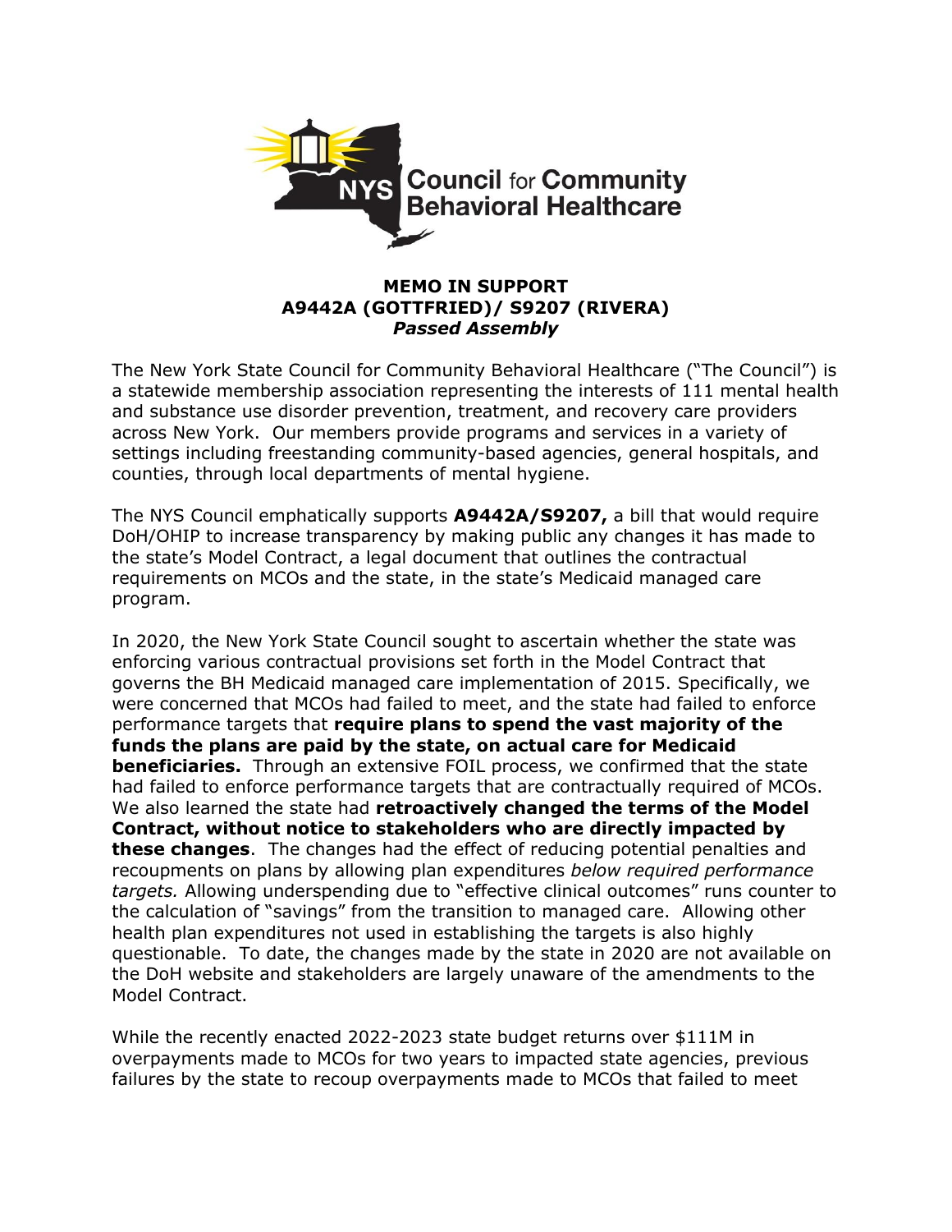**NYS Council for Community Behavioral Healthcare**

## MEMO IN SUPPORT
## A9442A (GOTTFRIED)/ S9207 (RIVERA)
***Passed Assembly***

The New York State Council for Community Behavioral Healthcare ("The Council") is a statewide membership association representing the interests of 111 mental health and substance use disorder prevention, treatment, and recovery care providers across New York. Our members provide programs and services in a variety of settings including freestanding community-based agencies, general hospitals, and counties, through local departments of mental hygiene.

The NYS Council emphatically supports **A9442A/S9207,** a bill that would require DoH/OHIP to increase transparency by making public any changes it has made to the state's Model Contract, a legal document that outlines the contractual requirements on MCOs and the state, in the state's Medicaid managed care program.

In 2020, the New York State Council sought to ascertain whether the state was enforcing various contractual provisions set forth in the Model Contract that governs the BH Medicaid managed care implementation of 2015. Specifically, we were concerned that MCOs had failed to meet, and the state had failed to enforce performance targets that **require plans to spend the vast majority of the funds the plans are paid by the state, on actual care for Medicaid beneficiaries.** Through an extensive FOIL process, we confirmed that the state had failed to enforce performance targets that are contractually required of MCOs. We also learned the state had **retroactively changed the terms of the Model Contract, without notice to stakeholders who are directly impacted by these changes**. The changes had the effect of reducing potential penalties and recoupments on plans by allowing plan expenditures *below required performance targets.* Allowing underspending due to "effective clinical outcomes" runs counter to the calculation of "savings" from the transition to managed care. Allowing other health plan expenditures not used in establishing the targets is also highly questionable. To date, the changes made by the state in 2020 are not available on the DoH website and stakeholders are largely unaware of the amendments to the Model Contract.

While the recently enacted 2022-2023 state budget returns over $111M in overpayments made to MCOs for two years to impacted state agencies, previous failures by the state to recoup overpayments made to MCOs that failed to meet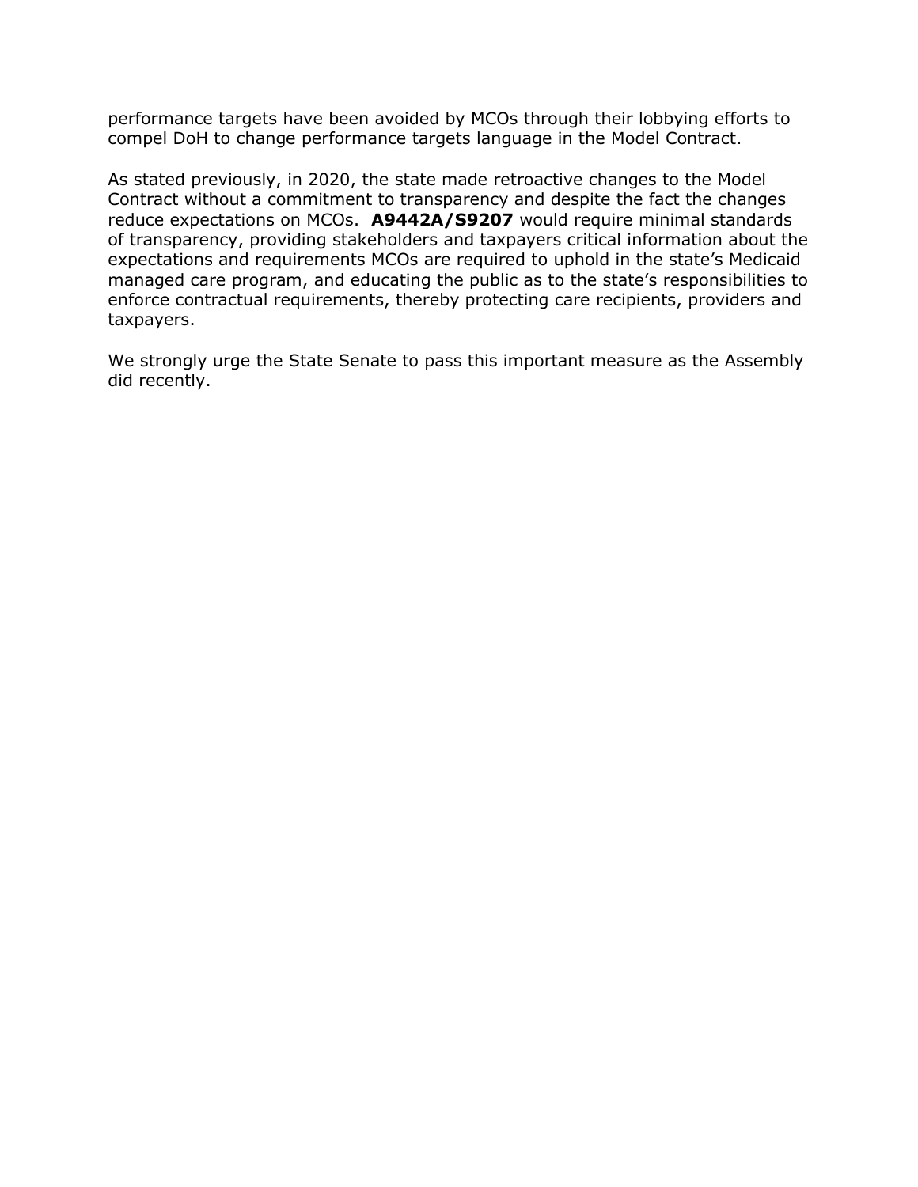performance targets have been avoided by MCOs through their lobbying efforts to compel DoH to change performance targets language in the Model Contract.

As stated previously, in 2020, the state made retroactive changes to the Model Contract without a commitment to transparency and despite the fact the changes reduce expectations on MCOs. **A9442A/S9207** would require minimal standards of transparency, providing stakeholders and taxpayers critical information about the expectations and requirements MCOs are required to uphold in the state's Medicaid managed care program, and educating the public as to the state's responsibilities to enforce contractual requirements, thereby protecting care recipients, providers and taxpayers.

We strongly urge the State Senate to pass this important measure as the Assembly did recently.